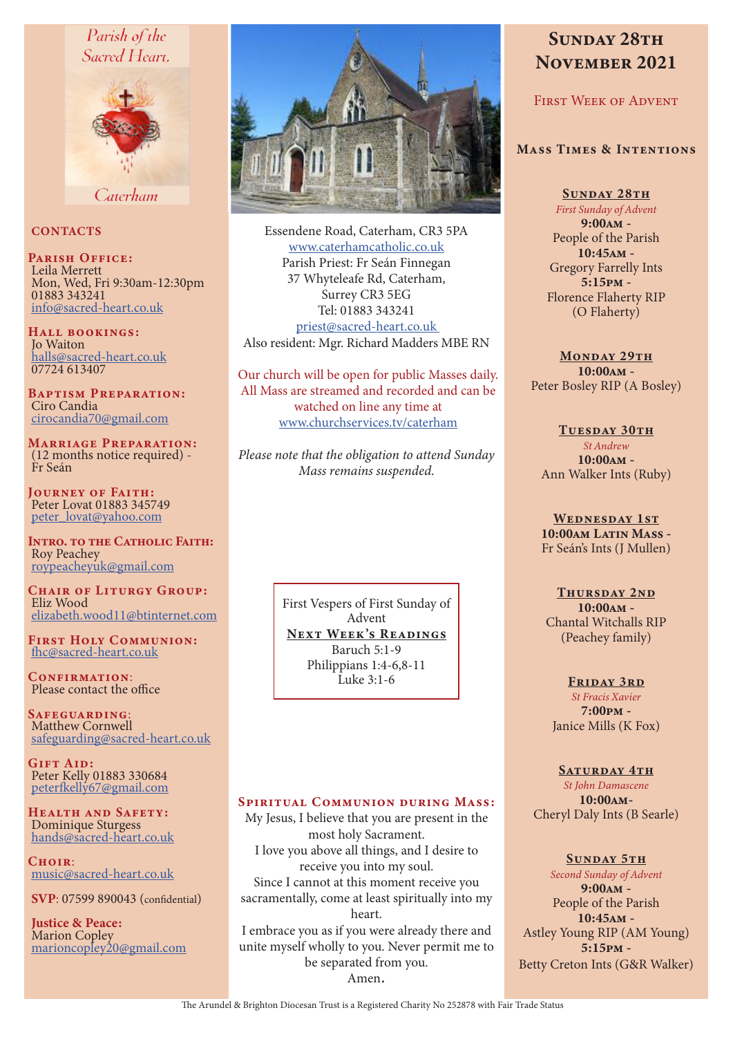Parish of the Sacred Heart, Caterham

## CONTACTS

**Parish Office:**
Leila Merrett
Mon, Wed, Fri 9:30am-12:30pm
01883 343241
info@sacred-heart.co.uk

**Hall bookings:**
Jo Waiton
halls@sacred-heart.co.uk
07724 613407

**Baptism Preparation:**
Ciro Candia
cirocandia70@gmail.com

**Marriage Preparation:**
(12 months notice required) - Fr Seán

**Journey of Faith:**
Peter Lovat 01883 345749
peter_lovat@yahoo.com

**Intro. to the Catholic Faith:**
Roy Peachey
roypeacheyuk@gmail.com

**Chair of Liturgy Group:**
Eliz Wood
elizabeth.wood11@btinternet.com

**First Holy Communion:**
fhc@sacred-heart.co.uk

**Confirmation:**
Please contact the office

**Safeguarding:**
Matthew Cornwell
safeguarding@sacred-heart.co.uk

**Gift Aid:**
Peter Kelly 01883 330684
peterfkelly67@gmail.com

**Health and Safety:**
Dominique Sturgess
hands@sacred-heart.co.uk

**Choir:**
music@sacred-heart.co.uk

**SVP**: 07599 890043 (confidential)

**Justice & Peace:**
Marion Copley
marioncopley20@gmail.com

Essendene Road, Caterham, CR3 5PA
www.caterhamcatholic.co.uk
Parish Priest: Fr Seán Finnegan
37 Whyteleafe Rd, Caterham,
Surrey CR3 5EG
Tel: 01883 343241
priest@sacred-heart.co.uk
Also resident: Mgr. Richard Madders MBE RN

Our church will be open for public Masses daily. All Mass are streamed and recorded and can be watched on line any time at www.churchservices.tv/caterham

*Please note that the obligation to attend Sunday Mass remains suspended.*

First Vespers of First Sunday of Advent

**Next Week's Readings**
Baruch 5:1-9
Philippians 1:4-6,8-11
Luke 3:1-6

## Spiritual Communion during Mass:

My Jesus, I believe that you are present in the most holy Sacrament.
I love you above all things, and I desire to receive you into my soul.
Since I cannot at this moment receive you sacramentally, come at least spiritually into my heart.
I embrace you as if you were already there and unite myself wholly to you. Never permit me to be separated from you.
Amen.

# Sunday 28th November 2021

## First Week of Advent

## Mass Times & Intentions

**Sunday 28th**
*First Sunday of Advent*
**9:00am** -
People of the Parish
**10:45am** -
Gregory Farrelly Ints
**5:15pm** -
Florence Flaherty RIP
(O Flaherty)

**Monday 29th**
**10:00am** -
Peter Bosley RIP (A Bosley)

**Tuesday 30th**
*St Andrew*
**10:00am** -
Ann Walker Ints (Ruby)

**Wednesday 1st**
**10:00am Latin Mass** -
Fr Seán's Ints (J Mullen)

**Thursday 2nd**
**10:00am** -
Chantal Witchalls RIP
(Peachey family)

**Friday 3rd**
*St Fracis Xavier*
**7:00pm** -
Janice Mills (K Fox)

**Saturday 4th**
*St John Damascene*
**10:00am**-
Cheryl Daly Ints (B Searle)

**Sunday 5th**
*Second Sunday of Advent*
**9:00am** -
People of the Parish
**10:45am** -
Astley Young RIP (AM Young)
**5:15pm** -
Betty Creton Ints (G&R Walker)

The Arundel & Brighton Diocesan Trust is a Registered Charity No 252878 with Fair Trade Status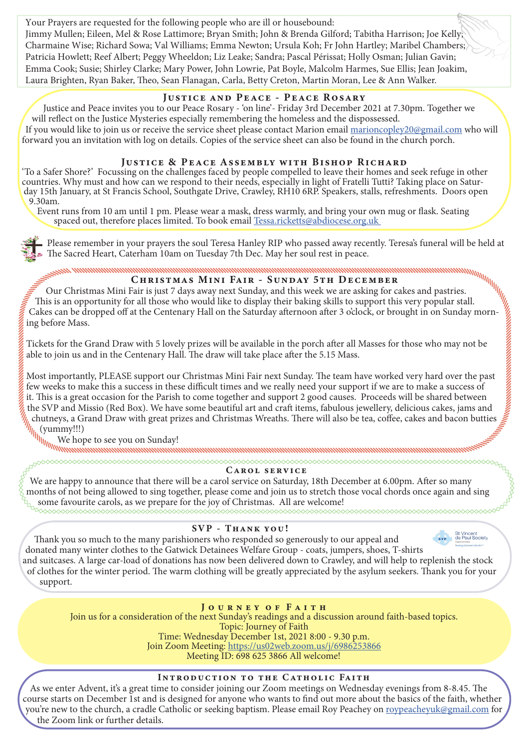Your Prayers are requested for the following people who are ill or housebound:
Jimmy Mullen; Eileen, Mel & Rose Lattimore; Bryan Smith; John & Brenda Gilford; Tabitha Harrison; Joe Kelly; Charmaine Wise; Richard Sowa; Val Williams; Emma Newton; Ursula Koh; Fr John Hartley; Maribel Chambers; Patricia Howlett; Reef Albert; Peggy Wheeldon; Liz Leake; Sandra; Pascal Périssat; Holly Osman; Julian Gavin; Emma Cook; Susie; Shirley Clarke; Mary Power, John Lowrie, Pat Boyle, Malcolm Harmes, Sue Ellis; Jean Joakim, Laura Brighten, Ryan Baker, Theo, Sean Flanagan, Carla, Betty Creton, Martin Moran, Lee & Ann Walker.

## Justice and Peace - Peace Rosary

Justice and Peace invites you to our Peace Rosary - 'on line'- Friday 3rd December 2021 at 7.30pm. Together we will reflect on the Justice Mysteries especially remembering the homeless and the dispossessed.
If you would like to join us or receive the service sheet please contact Marion email marioncopley20@gmail.com who will forward you an invitation with log on details. Copies of the service sheet can also be found in the church porch.

## Justice & Peace Assembly with Bishop Richard

'To a Safer Shore?' Focussing on the challenges faced by people compelled to leave their homes and seek refuge in other countries. Why must and how can we respond to their needs, especially in light of Fratelli Tutti? Taking place on Saturday 15th January, at St Francis School, Southgate Drive, Crawley, RH10 6RP. Speakers, stalls, refreshments. Doors open 9.30am.
Event runs from 10 am until 1 pm. Please wear a mask, dress warmly, and bring your own mug or flask. Seating spaced out, therefore places limited. To book email Tessa.ricketts@abdiocese.org.uk

Please remember in your prayers the soul Teresa Hanley RIP who passed away recently. Teresa's funeral will be held at The Sacred Heart, Caterham 10am on Tuesday 7th Dec. May her soul rest in peace.

## Christmas Mini Fair - Sunday 5th December

Our Christmas Mini Fair is just 7 days away next Sunday, and this week we are asking for cakes and pastries. This is an opportunity for all those who would like to display their baking skills to support this very popular stall. Cakes can be dropped off at the Centenary Hall on the Saturday afternoon after 3 o'clock, or brought in on Sunday morning before Mass.

Tickets for the Grand Draw with 5 lovely prizes will be available in the porch after all Masses for those who may not be able to join us and in the Centenary Hall. The draw will take place after the 5.15 Mass.

Most importantly, PLEASE support our Christmas Mini Fair next Sunday. The team have worked very hard over the past few weeks to make this a success in these difficult times and we really need your support if we are to make a success of it. This is a great occasion for the Parish to come together and support 2 good causes. Proceeds will be shared between the SVP and Missio (Red Box). We have some beautiful art and craft items, fabulous jewellery, delicious cakes, jams and chutneys, a Grand Draw with great prizes and Christmas Wreaths. There will also be tea, coffee, cakes and bacon butties (yummy!!!)
We hope to see you on Sunday!

## Carol service

We are happy to announce that there will be a carol service on Saturday, 18th December at 6.00pm. After so many months of not being allowed to sing together, please come and join us to stretch those vocal chords once again and sing some favourite carols, as we prepare for the joy of Christmas. All are welcome!

## SVP - Thank you!

Thank you so much to the many parishioners who responded so generously to our appeal and donated many winter clothes to the Gatwick Detainees Welfare Group - coats, jumpers, shoes, T-shirts and suitcases. A large car-load of donations has now been delivered down to Crawley, and will help to replenish the stock of clothes for the winter period. The warm clothing will be greatly appreciated by the asylum seekers. Thank you for your support.

## Journey of Faith

Join us for a consideration of the next Sunday's readings and a discussion around faith-based topics.
Topic: Journey of Faith
Time: Wednesday December 1st, 2021 8:00 - 9.30 p.m.
Join Zoom Meeting: https://us02web.zoom.us/j/6986253866
Meeting ID: 698 625 3866 All welcome!

## Introduction to the Catholic Faith

As we enter Advent, it's a great time to consider joining our Zoom meetings on Wednesday evenings from 8-8.45. The course starts on December 1st and is designed for anyone who wants to find out more about the basics of the faith, whether you're new to the church, a cradle Catholic or seeking baptism. Please email Roy Peachey on roypeacheyuk@gmail.com for the Zoom link or further details.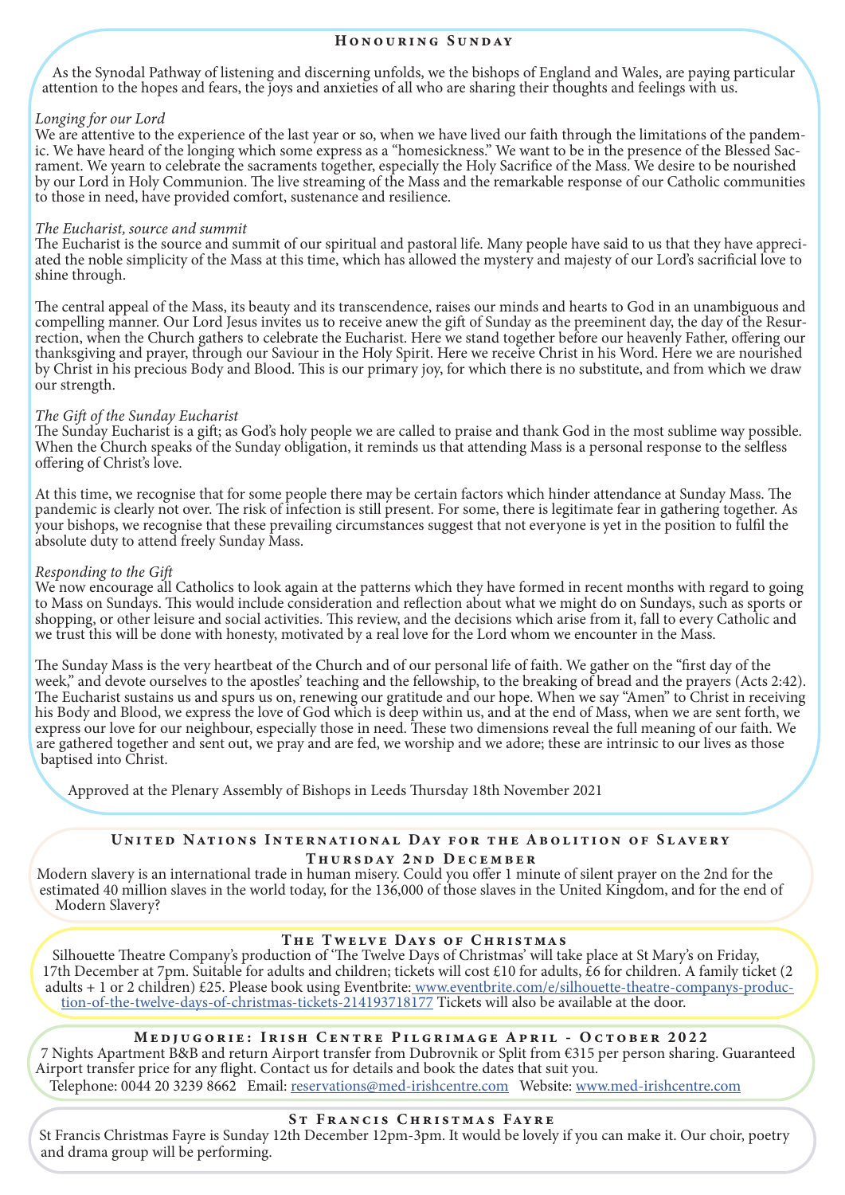## Honouring Sunday

As the Synodal Pathway of listening and discerning unfolds, we the bishops of England and Wales, are paying particular attention to the hopes and fears, the joys and anxieties of all who are sharing their thoughts and feelings with us.

*Longing for our Lord*
We are attentive to the experience of the last year or so, when we have lived our faith through the limitations of the pandemic. We have heard of the longing which some express as a "homesickness." We want to be in the presence of the Blessed Sacrament. We yearn to celebrate the sacraments together, especially the Holy Sacrifice of the Mass. We desire to be nourished by our Lord in Holy Communion. The live streaming of the Mass and the remarkable response of our Catholic communities to those in need, have provided comfort, sustenance and resilience.

*The Eucharist, source and summit*
The Eucharist is the source and summit of our spiritual and pastoral life. Many people have said to us that they have appreciated the noble simplicity of the Mass at this time, which has allowed the mystery and majesty of our Lord's sacrificial love to shine through.

The central appeal of the Mass, its beauty and its transcendence, raises our minds and hearts to God in an unambiguous and compelling manner. Our Lord Jesus invites us to receive anew the gift of Sunday as the preeminent day, the day of the Resurrection, when the Church gathers to celebrate the Eucharist. Here we stand together before our heavenly Father, offering our thanksgiving and prayer, through our Saviour in the Holy Spirit. Here we receive Christ in his Word. Here we are nourished by Christ in his precious Body and Blood. This is our primary joy, for which there is no substitute, and from which we draw our strength.

*The Gift of the Sunday Eucharist*
The Sunday Eucharist is a gift; as God's holy people we are called to praise and thank God in the most sublime way possible. When the Church speaks of the Sunday obligation, it reminds us that attending Mass is a personal response to the selfless offering of Christ's love.

At this time, we recognise that for some people there may be certain factors which hinder attendance at Sunday Mass. The pandemic is clearly not over. The risk of infection is still present. For some, there is legitimate fear in gathering together. As your bishops, we recognise that these prevailing circumstances suggest that not everyone is yet in the position to fulfil the absolute duty to attend freely Sunday Mass.

*Responding to the Gift*
We now encourage all Catholics to look again at the patterns which they have formed in recent months with regard to going to Mass on Sundays. This would include consideration and reflection about what we might do on Sundays, such as sports or shopping, or other leisure and social activities. This review, and the decisions which arise from it, fall to every Catholic and we trust this will be done with honesty, motivated by a real love for the Lord whom we encounter in the Mass.

The Sunday Mass is the very heartbeat of the Church and of our personal life of faith. We gather on the "first day of the week," and devote ourselves to the apostles' teaching and the fellowship, to the breaking of bread and the prayers (Acts 2:42). The Eucharist sustains us and spurs us on, renewing our gratitude and our hope. When we say "Amen" to Christ in receiving his Body and Blood, we express the love of God which is deep within us, and at the end of Mass, when we are sent forth, we express our love for our neighbour, especially those in need. These two dimensions reveal the full meaning of our faith. We are gathered together and sent out, we pray and are fed, we worship and we adore; these are intrinsic to our lives as those baptised into Christ.

Approved at the Plenary Assembly of Bishops in Leeds Thursday 18th November 2021

## United Nations International Day for the Abolition of Slavery
### Thursday 2nd December

Modern slavery is an international trade in human misery. Could you offer 1 minute of silent prayer on the 2nd for the estimated 40 million slaves in the world today, for the 136,000 of those slaves in the United Kingdom, and for the end of Modern Slavery?

## The Twelve Days of Christmas

Silhouette Theatre Company's production of 'The Twelve Days of Christmas' will take place at St Mary's on Friday, 17th December at 7pm. Suitable for adults and children; tickets will cost £10 for adults, £6 for children. A family ticket (2 adults + 1 or 2 children) £25. Please book using Eventbrite: www.eventbrite.com/e/silhouette-theatre-companys-production-of-the-twelve-days-of-christmas-tickets-214193718177 Tickets will also be available at the door.

## Medjugorie: Irish Centre Pilgrimage April - October 2022

7 Nights Apartment B&B and return Airport transfer from Dubrovnik or Split from €315 per person sharing. Guaranteed Airport transfer price for any flight. Contact us for details and book the dates that suit you.
Telephone: 0044 20 3239 8662 Email: reservations@med-irishcentre.com Website: www.med-irishcentre.com

## St Francis Christmas Fayre

St Francis Christmas Fayre is Sunday 12th December 12pm-3pm. It would be lovely if you can make it. Our choir, poetry and drama group will be performing.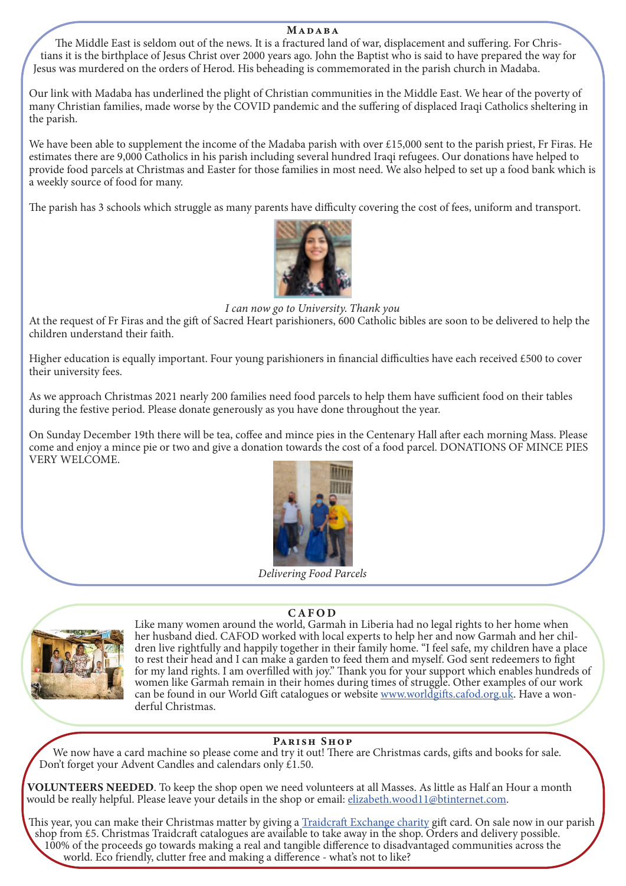## Madaba

The Middle East is seldom out of the news. It is a fractured land of war, displacement and suffering. For Christians it is the birthplace of Jesus Christ over 2000 years ago. John the Baptist who is said to have prepared the way for Jesus was murdered on the orders of Herod. His beheading is commemorated in the parish church in Madaba.

Our link with Madaba has underlined the plight of Christian communities in the Middle East. We hear of the poverty of many Christian families, made worse by the COVID pandemic and the suffering of displaced Iraqi Catholics sheltering in the parish.

We have been able to supplement the income of the Madaba parish with over £15,000 sent to the parish priest, Fr Firas. He estimates there are 9,000 Catholics in his parish including several hundred Iraqi refugees. Our donations have helped to provide food parcels at Christmas and Easter for those families in most need. We also helped to set up a food bank which is a weekly source of food for many.

The parish has 3 schools which struggle as many parents have difficulty covering the cost of fees, uniform and transport.

*I can now go to University. Thank you*

At the request of Fr Firas and the gift of Sacred Heart parishioners, 600 Catholic bibles are soon to be delivered to help the children understand their faith.

Higher education is equally important. Four young parishioners in financial difficulties have each received £500 to cover their university fees.

As we approach Christmas 2021 nearly 200 families need food parcels to help them have sufficient food on their tables during the festive period. Please donate generously as you have done throughout the year.

On Sunday December 19th there will be tea, coffee and mince pies in the Centenary Hall after each morning Mass. Please come and enjoy a mince pie or two and give a donation towards the cost of a food parcel. DONATIONS OF MINCE PIES VERY WELCOME.

*Delivering Food Parcels*

## CAFOD

Like many women around the world, Garmah in Liberia had no legal rights to her home when her husband died. CAFOD worked with local experts to help her and now Garmah and her children live rightfully and happily together in their family home. "I feel safe, my children have a place to rest their head and I can make a garden to feed them and myself. God sent redeemers to fight for my land rights. I am overfilled with joy." Thank you for your support which enables hundreds of women like Garmah remain in their homes during times of struggle. Other examples of our work can be found in our World Gift catalogues or website www.worldgifts.cafod.org.uk. Have a wonderful Christmas.

## Parish Shop

We now have a card machine so please come and try it out! There are Christmas cards, gifts and books for sale. Don't forget your Advent Candles and calendars only £1.50.

**VOLUNTEERS NEEDED**. To keep the shop open we need volunteers at all Masses. As little as Half an Hour a month would be really helpful. Please leave your details in the shop or email: elizabeth.wood11@btinternet.com.

This year, you can make their Christmas matter by giving a Traidcraft Exchange charity gift card. On sale now in our parish shop from £5. Christmas Traidcraft catalogues are available to take away in the shop. Orders and delivery possible. 100% of the proceeds go towards making a real and tangible difference to disadvantaged communities across the world. Eco friendly, clutter free and making a difference - what's not to like?